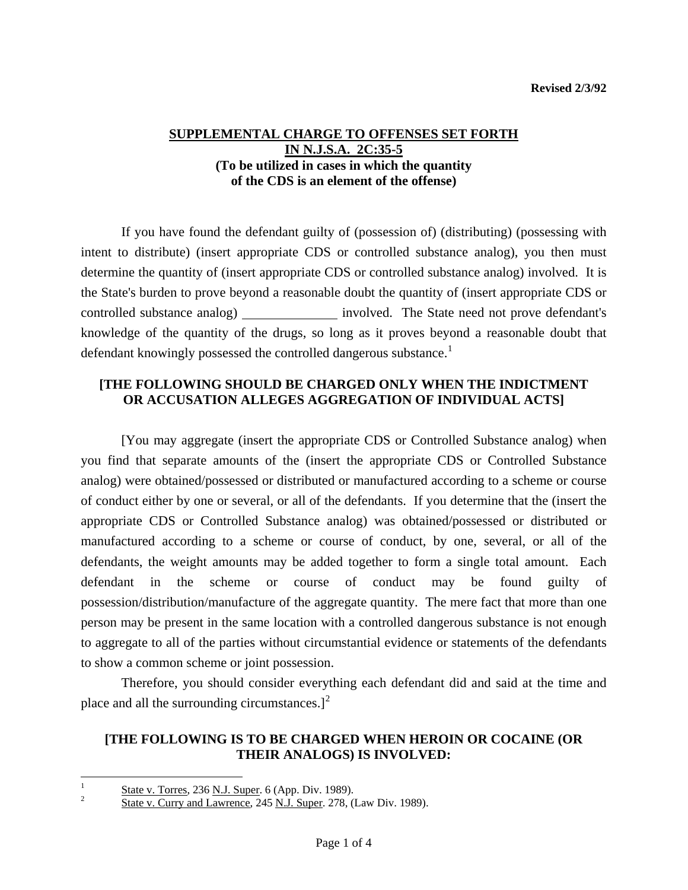**Revised 2/3/92**

## SUPPLEMENTAL CHARGE TO OFFENSES SET FORTH IN N.J.S.A. 2C:35-5

**(To be utilized in cases in which the quantity of the CDS is an element of the offense)**

If you have found the defendant guilty of (possession of) (distributing) (possessing with intent to distribute) (insert appropriate CDS or controlled substance analog), you then must determine the quantity of (insert appropriate CDS or controlled substance analog) involved. It is the State's burden to prove beyond a reasonable doubt the quantity of (insert appropriate CDS or controlled substance analog) ______________ involved. The State need not prove defendant's knowledge of the quantity of the drugs, so long as it proves beyond a reasonable doubt that defendant knowingly possessed the controlled dangerous substance.[1]

**[THE FOLLOWING SHOULD BE CHARGED ONLY WHEN THE INDICTMENT OR ACCUSATION ALLEGES AGGREGATION OF INDIVIDUAL ACTS]**

[You may aggregate (insert the appropriate CDS or Controlled Substance analog) when you find that separate amounts of the (insert the appropriate CDS or Controlled Substance analog) were obtained/possessed or distributed or manufactured according to a scheme or course of conduct either by one or several, or all of the defendants. If you determine that the (insert the appropriate CDS or Controlled Substance analog) was obtained/possessed or distributed or manufactured according to a scheme or course of conduct, by one, several, or all of the defendants, the weight amounts may be added together to form a single total amount. Each defendant in the scheme or course of conduct may be found guilty of possession/distribution/manufacture of the aggregate quantity. The mere fact that more than one person may be present in the same location with a controlled dangerous substance is not enough to aggregate to all of the parties without circumstantial evidence or statements of the defendants to show a common scheme or joint possession.

Therefore, you should consider everything each defendant did and said at the time and place and all the surrounding circumstances.][2]

**[THE FOLLOWING IS TO BE CHARGED WHEN HEROIN OR COCAINE (OR THEIR ANALOGS) IS INVOLVED:**

---

[1] State v. Torres, 236 N.J. Super. 6 (App. Div. 1989).

[2] State v. Curry and Lawrence, 245 N.J. Super. 278, (Law Div. 1989).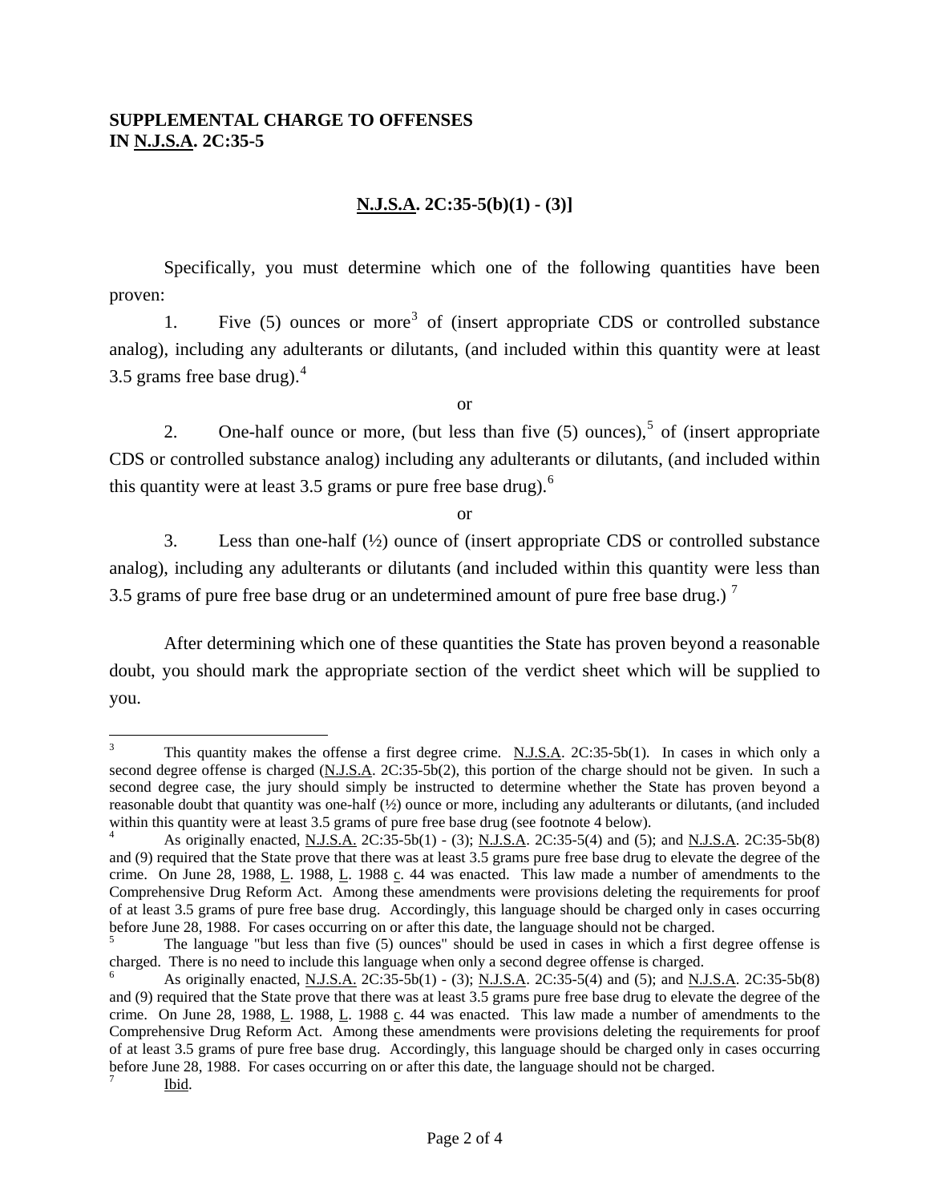**SUPPLEMENTAL CHARGE TO OFFENSES IN N.J.S.A. 2C:35-5**

**N.J.S.A. 2C:35-5(b)(1) - (3)]**

Specifically, you must determine which one of the following quantities have been proven:

1. Five (5) ounces or more[3] of (insert appropriate CDS or controlled substance analog), including any adulterants or dilutants, (and included within this quantity were at least 3.5 grams free base drug).[4]

or

2. One-half ounce or more, (but less than five (5) ounces),[5] of (insert appropriate CDS or controlled substance analog) including any adulterants or dilutants, (and included within this quantity were at least 3.5 grams or pure free base drug).[6]

or

3. Less than one-half (½) ounce of (insert appropriate CDS or controlled substance analog), including any adulterants or dilutants (and included within this quantity were less than 3.5 grams of pure free base drug or an undetermined amount of pure free base drug.) [7]

After determining which one of these quantities the State has proven beyond a reasonable doubt, you should mark the appropriate section of the verdict sheet which will be supplied to you.

---

[3] This quantity makes the offense a first degree crime. N.J.S.A. 2C:35-5b(1). In cases in which only a second degree offense is charged (N.J.S.A. 2C:35-5b(2), this portion of the charge should not be given. In such a second degree case, the jury should simply be instructed to determine whether the State has proven beyond a reasonable doubt that quantity was one-half (½) ounce or more, including any adulterants or dilutants, (and included within this quantity were at least 3.5 grams of pure free base drug (see footnote 4 below).

[4] As originally enacted, N.J.S.A. 2C:35-5b(1) - (3); N.J.S.A. 2C:35-5(4) and (5); and N.J.S.A. 2C:35-5b(8) and (9) required that the State prove that there was at least 3.5 grams pure free base drug to elevate the degree of the crime. On June 28, 1988, L. 1988, L. 1988 c. 44 was enacted. This law made a number of amendments to the Comprehensive Drug Reform Act. Among these amendments were provisions deleting the requirements for proof of at least 3.5 grams of pure free base drug. Accordingly, this language should be charged only in cases occurring before June 28, 1988. For cases occurring on or after this date, the language should not be charged.

[5] The language "but less than five (5) ounces" should be used in cases in which a first degree offense is charged. There is no need to include this language when only a second degree offense is charged.

[6] As originally enacted, N.J.S.A. 2C:35-5b(1) - (3); N.J.S.A. 2C:35-5(4) and (5); and N.J.S.A. 2C:35-5b(8) and (9) required that the State prove that there was at least 3.5 grams pure free base drug to elevate the degree of the crime. On June 28, 1988, L. 1988, L. 1988 c. 44 was enacted. This law made a number of amendments to the Comprehensive Drug Reform Act. Among these amendments were provisions deleting the requirements for proof of at least 3.5 grams of pure free base drug. Accordingly, this language should be charged only in cases occurring before June 28, 1988. For cases occurring on or after this date, the language should not be charged.

[7] Ibid.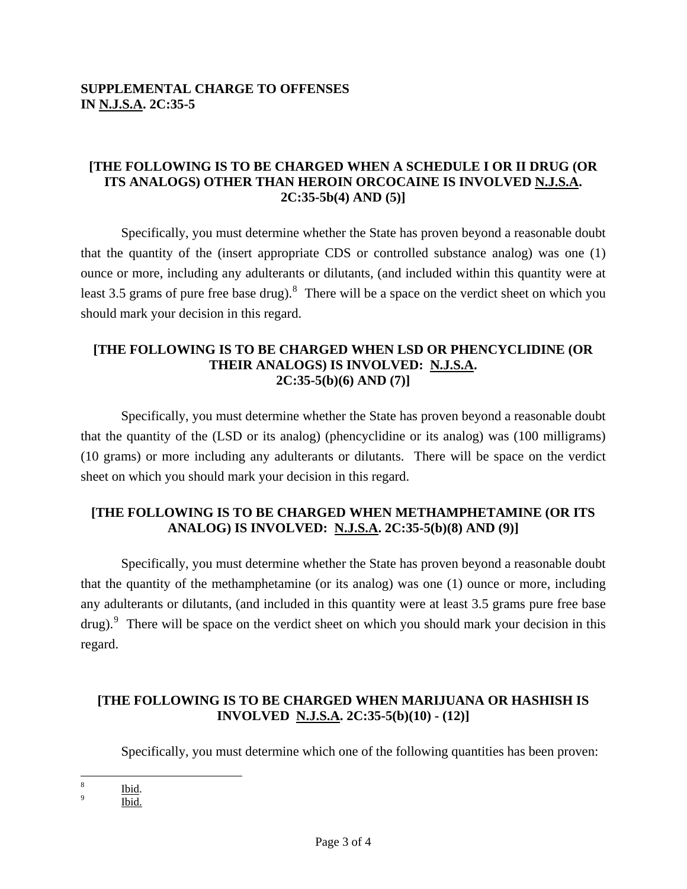**SUPPLEMENTAL CHARGE TO OFFENSES IN N.J.S.A. 2C:35-5**

**[THE FOLLOWING IS TO BE CHARGED WHEN A SCHEDULE I OR II DRUG (OR ITS ANALOGS) OTHER THAN HEROIN ORCOCAINE IS INVOLVED N.J.S.A. 2C:35-5b(4) AND (5)]**

Specifically, you must determine whether the State has proven beyond a reasonable doubt that the quantity of the (insert appropriate CDS or controlled substance analog) was one (1) ounce or more, including any adulterants or dilutants, (and included within this quantity were at least 3.5 grams of pure free base drug).[8] There will be a space on the verdict sheet on which you should mark your decision in this regard.

**[THE FOLLOWING IS TO BE CHARGED WHEN LSD OR PHENCYCLIDINE (OR THEIR ANALOGS) IS INVOLVED: N.J.S.A. 2C:35-5(b)(6) AND (7)]**

Specifically, you must determine whether the State has proven beyond a reasonable doubt that the quantity of the (LSD or its analog) (phencyclidine or its analog) was (100 milligrams) (10 grams) or more including any adulterants or dilutants. There will be space on the verdict sheet on which you should mark your decision in this regard.

**[THE FOLLOWING IS TO BE CHARGED WHEN METHAMPHETAMINE (OR ITS ANALOG) IS INVOLVED: N.J.S.A. 2C:35-5(b)(8) AND (9)]**

Specifically, you must determine whether the State has proven beyond a reasonable doubt that the quantity of the methamphetamine (or its analog) was one (1) ounce or more, including any adulterants or dilutants, (and included in this quantity were at least 3.5 grams pure free base drug).[9] There will be space on the verdict sheet on which you should mark your decision in this regard.

**[THE FOLLOWING IS TO BE CHARGED WHEN MARIJUANA OR HASHISH IS INVOLVED N.J.S.A. 2C:35-5(b)(10) - (12)]**

Specifically, you must determine which one of the following quantities has been proven:

---

[8] Ibid.

[9] Ibid.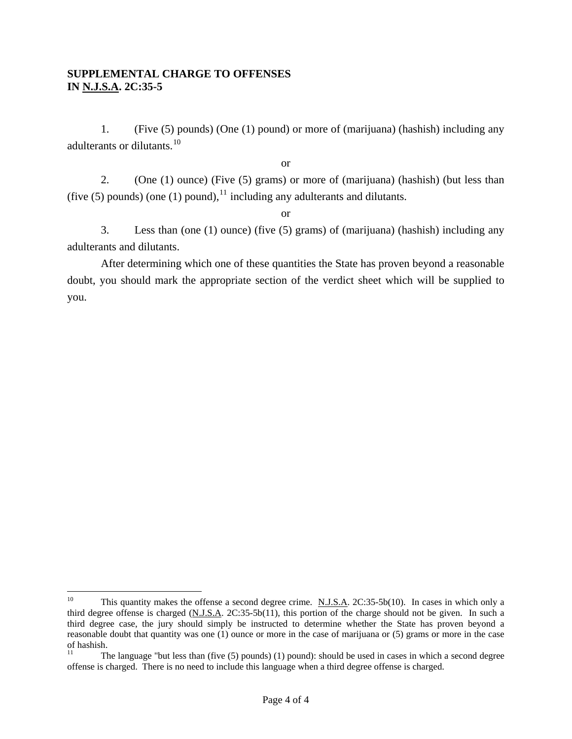**SUPPLEMENTAL CHARGE TO OFFENSES IN N.J.S.A. 2C:35-5**

1. (Five (5) pounds) (One (1) pound) or more of (marijuana) (hashish) including any adulterants or dilutants.[10]

or

2. (One (1) ounce) (Five (5) grams) or more of (marijuana) (hashish) (but less than (five (5) pounds) (one (1) pound),[11] including any adulterants and dilutants.

or

3. Less than (one (1) ounce) (five (5) grams) of (marijuana) (hashish) including any adulterants and dilutants.

After determining which one of these quantities the State has proven beyond a reasonable doubt, you should mark the appropriate section of the verdict sheet which will be supplied to you.

---

[10] This quantity makes the offense a second degree crime. N.J.S.A. 2C:35-5b(10). In cases in which only a third degree offense is charged (N.J.S.A. 2C:35-5b(11), this portion of the charge should not be given. In such a third degree case, the jury should simply be instructed to determine whether the State has proven beyond a reasonable doubt that quantity was one (1) ounce or more in the case of marijuana or (5) grams or more in the case of hashish.

[11] The language "but less than (five (5) pounds) (1) pound): should be used in cases in which a second degree offense is charged. There is no need to include this language when a third degree offense is charged.